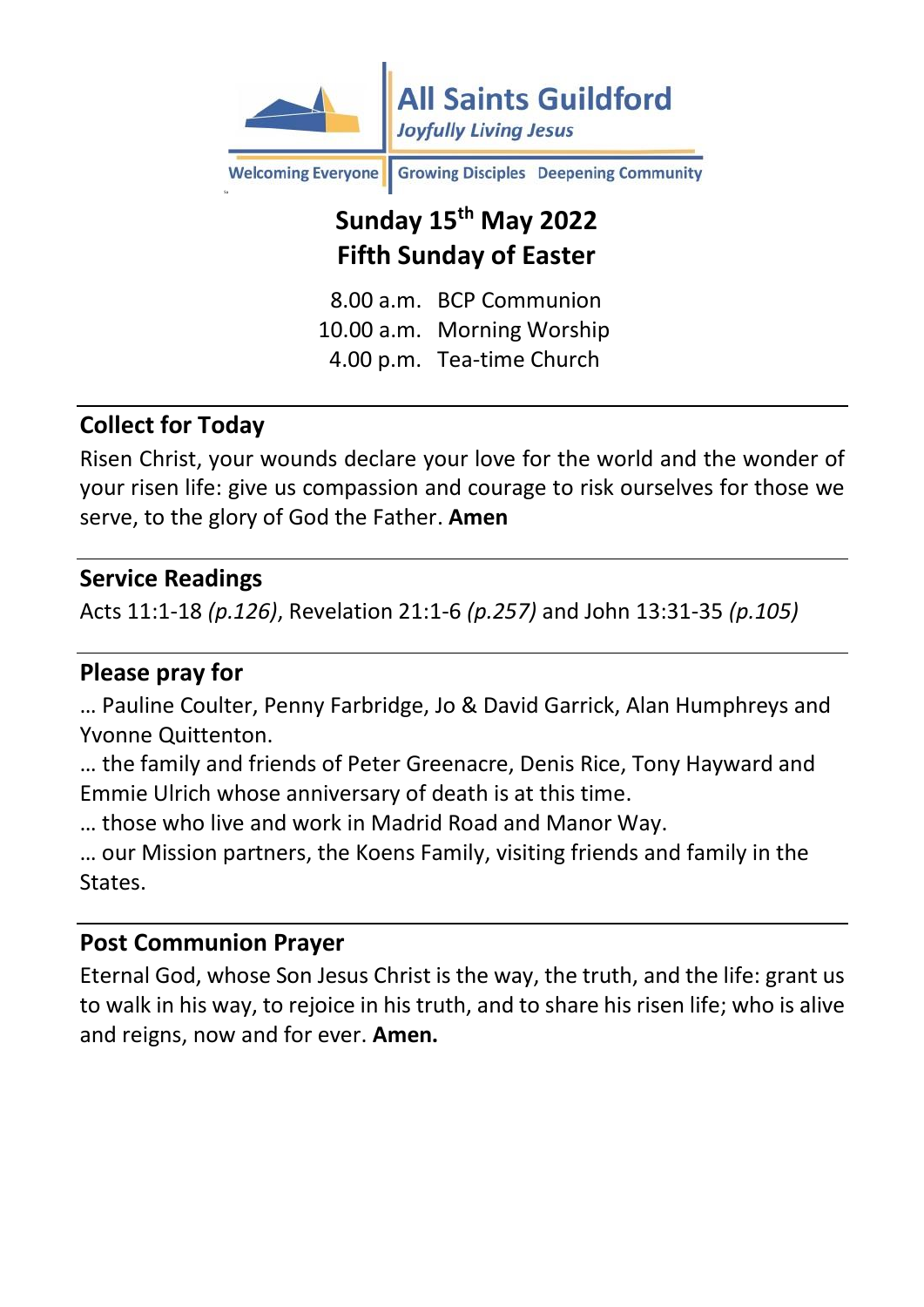# All Saints Guildford

*Joyfully Living Jesus*

Welcoming Everyone | Growing Disciples | Deepening Community

## Sunday 15th May 2022
## Fifth Sunday of Easter

8.00 a.m. BCP Communion
10.00 a.m. Morning Worship
4.00 p.m. Tea-time Church

---

### Collect for Today

Risen Christ, your wounds declare your love for the world and the wonder of your risen life: give us compassion and courage to risk ourselves for those we serve, to the glory of God the Father. **Amen**

---

### Service Readings

Acts 11:1-18 *(p.126)*, Revelation 21:1-6 *(p.257)* and John 13:31-35 *(p.105)*

---

### Please pray for

… Pauline Coulter, Penny Farbridge, Jo & David Garrick, Alan Humphreys and Yvonne Quittenton.
… the family and friends of Peter Greenacre, Denis Rice, Tony Hayward and Emmie Ulrich whose anniversary of death is at this time.
… those who live and work in Madrid Road and Manor Way.
… our Mission partners, the Koens Family, visiting friends and family in the States.

---

### Post Communion Prayer

Eternal God, whose Son Jesus Christ is the way, the truth, and the life: grant us to walk in his way, to rejoice in his truth, and to share his risen life; who is alive and reigns, now and for ever. **Amen.**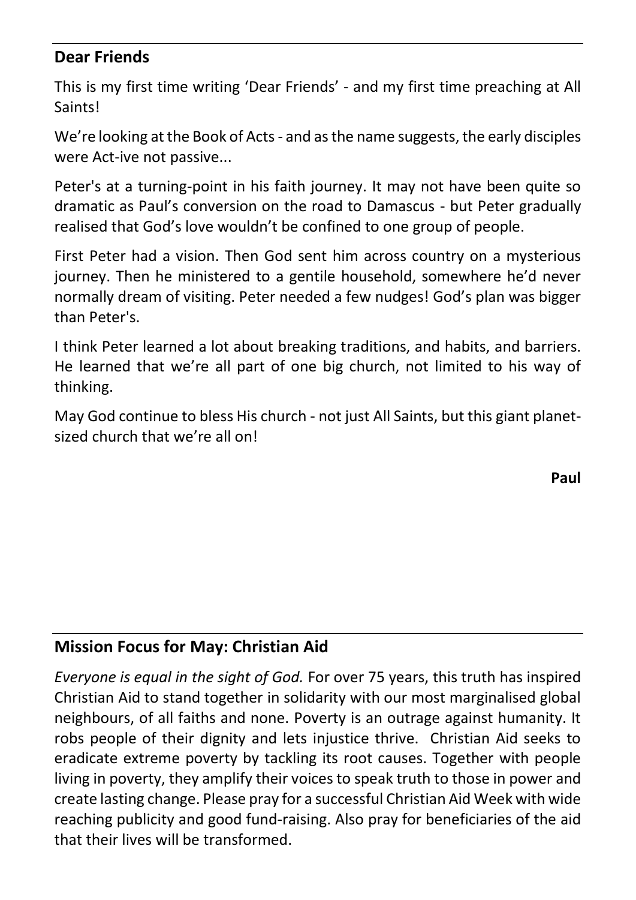## Dear Friends

This is my first time writing 'Dear Friends' - and my first time preaching at All Saints!

We're looking at the Book of Acts - and as the name suggests, the early disciples were Act-ive not passive...

Peter's at a turning-point in his faith journey. It may not have been quite so dramatic as Paul's conversion on the road to Damascus - but Peter gradually realised that God's love wouldn't be confined to one group of people.

First Peter had a vision. Then God sent him across country on a mysterious journey. Then he ministered to a gentile household, somewhere he'd never normally dream of visiting. Peter needed a few nudges! God's plan was bigger than Peter's.

I think Peter learned a lot about breaking traditions, and habits, and barriers. He learned that we're all part of one big church, not limited to his way of thinking.

May God continue to bless His church - not just All Saints, but this giant planet-sized church that we're all on!

**Paul**

## Mission Focus for May: Christian Aid

*Everyone is equal in the sight of God.* For over 75 years, this truth has inspired Christian Aid to stand together in solidarity with our most marginalised global neighbours, of all faiths and none. Poverty is an outrage against humanity. It robs people of their dignity and lets injustice thrive. Christian Aid seeks to eradicate extreme poverty by tackling its root causes. Together with people living in poverty, they amplify their voices to speak truth to those in power and create lasting change. Please pray for a successful Christian Aid Week with wide reaching publicity and good fund-raising. Also pray for beneficiaries of the aid that their lives will be transformed.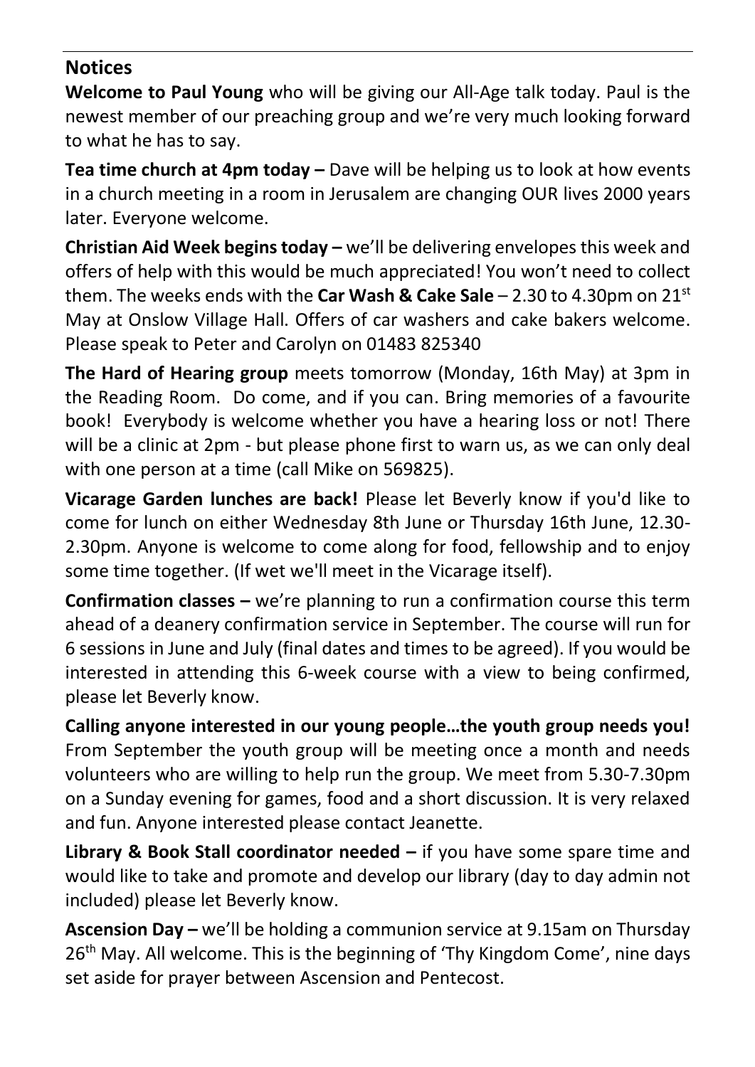## Notices

**Welcome to Paul Young** who will be giving our All-Age talk today. Paul is the newest member of our preaching group and we're very much looking forward to what he has to say.

**Tea time church at 4pm today –** Dave will be helping us to look at how events in a church meeting in a room in Jerusalem are changing OUR lives 2000 years later. Everyone welcome.

**Christian Aid Week begins today –** we'll be delivering envelopes this week and offers of help with this would be much appreciated! You won't need to collect them. The weeks ends with the **Car Wash & Cake Sale** – 2.30 to 4.30pm on 21st May at Onslow Village Hall. Offers of car washers and cake bakers welcome. Please speak to Peter and Carolyn on 01483 825340

**The Hard of Hearing group** meets tomorrow (Monday, 16th May) at 3pm in the Reading Room. Do come, and if you can. Bring memories of a favourite book! Everybody is welcome whether you have a hearing loss or not! There will be a clinic at 2pm - but please phone first to warn us, as we can only deal with one person at a time (call Mike on 569825).

**Vicarage Garden lunches are back!** Please let Beverly know if you'd like to come for lunch on either Wednesday 8th June or Thursday 16th June, 12.30-2.30pm. Anyone is welcome to come along for food, fellowship and to enjoy some time together. (If wet we'll meet in the Vicarage itself).

**Confirmation classes –** we're planning to run a confirmation course this term ahead of a deanery confirmation service in September. The course will run for 6 sessions in June and July (final dates and times to be agreed). If you would be interested in attending this 6-week course with a view to being confirmed, please let Beverly know.

**Calling anyone interested in our young people…the youth group needs you!** From September the youth group will be meeting once a month and needs volunteers who are willing to help run the group. We meet from 5.30-7.30pm on a Sunday evening for games, food and a short discussion. It is very relaxed and fun. Anyone interested please contact Jeanette.

**Library & Book Stall coordinator needed –** if you have some spare time and would like to take and promote and develop our library (day to day admin not included) please let Beverly know.

**Ascension Day –** we'll be holding a communion service at 9.15am on Thursday 26th May. All welcome. This is the beginning of 'Thy Kingdom Come', nine days set aside for prayer between Ascension and Pentecost.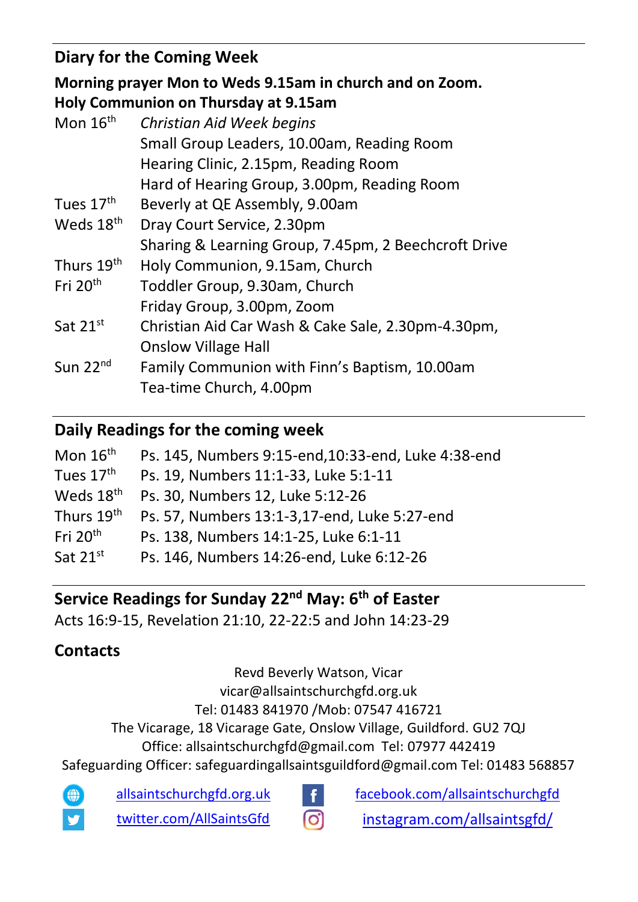## Diary for the Coming Week

**Morning prayer Mon to Weds 9.15am in church and on Zoom.**
**Holy Communion on Thursday at 9.15am**

| | |
|---|---|
| Mon 16th | *Christian Aid Week begins* |
| | Small Group Leaders, 10.00am, Reading Room |
| | Hearing Clinic, 2.15pm, Reading Room |
| | Hard of Hearing Group, 3.00pm, Reading Room |
| Tues 17th | Beverly at QE Assembly, 9.00am |
| Weds 18th | Dray Court Service, 2.30pm |
| | Sharing & Learning Group, 7.45pm, 2 Beechcroft Drive |
| Thurs 19th | Holy Communion, 9.15am, Church |
| Fri 20th | Toddler Group, 9.30am, Church |
| | Friday Group, 3.00pm, Zoom |
| Sat 21st | Christian Aid Car Wash & Cake Sale, 2.30pm-4.30pm, Onslow Village Hall |
| Sun 22nd | Family Communion with Finn's Baptism, 10.00am |
| | Tea-time Church, 4.00pm |

## Daily Readings for the coming week

| | |
|---|---|
| Mon 16th | Ps. 145, Numbers 9:15-end,10:33-end, Luke 4:38-end |
| Tues 17th | Ps. 19, Numbers 11:1-33, Luke 5:1-11 |
| Weds 18th | Ps. 30, Numbers 12, Luke 5:12-26 |
| Thurs 19th | Ps. 57, Numbers 13:1-3,17-end, Luke 5:27-end |
| Fri 20th | Ps. 138, Numbers 14:1-25, Luke 6:1-11 |
| Sat 21st | Ps. 146, Numbers 14:26-end, Luke 6:12-26 |

## Service Readings for Sunday 22nd May: 6th of Easter

Acts 16:9-15, Revelation 21:10, 22-22:5 and John 14:23-29

## Contacts

Revd Beverly Watson, Vicar
vicar@allsaintschurchgfd.org.uk
Tel: 01483 841970 /Mob: 07547 416721
The Vicarage, 18 Vicarage Gate, Onslow Village, Guildford. GU2 7QJ
Office: allsaintschurchgfd@gmail.com Tel: 07977 442419
Safeguarding Officer: safeguardingallsaintsguildford@gmail.com Tel: 01483 568857

allsaintschurchgfd.org.uk
facebook.com/allsaintschurchgfd
twitter.com/AllSaintsGfd
instagram.com/allsaintsgfd/